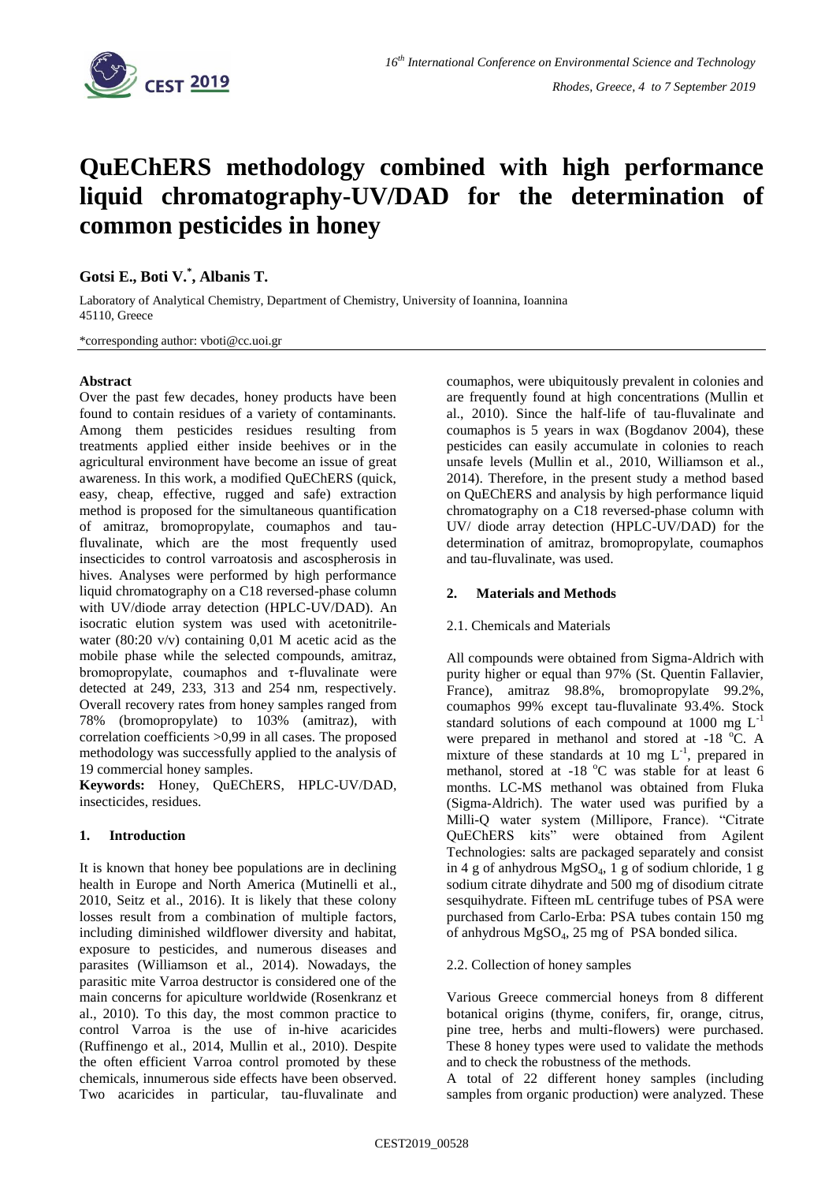# QuEChERS methodology combined with high performance liquid chromatography-UV/DAD for the determination of common pesticides in honey

**Gotsi E., Boti V.*, Albanis T.**

Laboratory of Analytical Chemistry, Department of Chemistry, University of Ioannina, Ioannina 45110, Greece

*corresponding author: vboti@cc.uoi.gr

### Abstract

Over the past few decades, honey products have been found to contain residues of a variety of contaminants. Among them pesticides residues resulting from treatments applied either inside beehives or in the agricultural environment have become an issue of great awareness. In this work, a modified QuEChERS (quick, easy, cheap, effective, rugged and safe) extraction method is proposed for the simultaneous quantification of amitraz, bromopropylate, coumaphos and tau-fluvalinate, which are the most frequently used insecticides to control varroatosis and ascospherosis in hives. Analyses were performed by high performance liquid chromatography on a C18 reversed-phase column with UV/diode array detection (HPLC-UV/DAD). An isocratic elution system was used with acetonitrile-water (80:20 v/v) containing 0,01 M acetic acid as the mobile phase while the selected compounds, amitraz, bromopropylate, coumaphos and τ-fluvalinate were detected at 249, 233, 313 and 254 nm, respectively. Overall recovery rates from honey samples ranged from 78% (bromopropylate) to 103% (amitraz), with correlation coefficients >0,99 in all cases. The proposed methodology was successfully applied to the analysis of 19 commercial honey samples.

**Keywords:** Honey, QuEChERS, HPLC-UV/DAD, insecticides, residues.

## 1. Introduction

It is known that honey bee populations are in declining health in Europe and North America (Mutinelli et al., 2010, Seitz et al., 2016). It is likely that these colony losses result from a combination of multiple factors, including diminished wildflower diversity and habitat, exposure to pesticides, and numerous diseases and parasites (Williamson et al., 2014). Nowadays, the parasitic mite Varroa destructor is considered one of the main concerns for apiculture worldwide (Rosenkranz et al., 2010). To this day, the most common practice to control Varroa is the use of in-hive acaricides (Ruffinengo et al., 2014, Mullin et al., 2010). Despite the often efficient Varroa control promoted by these chemicals, innumerous side effects have been observed. Two acaricides in particular, tau-fluvalinate and coumaphos, were ubiquitously prevalent in colonies and are frequently found at high concentrations (Mullin et al., 2010). Since the half-life of tau-fluvalinate and coumaphos is 5 years in wax (Bogdanov 2004), these pesticides can easily accumulate in colonies to reach unsafe levels (Mullin et al., 2010, Williamson et al., 2014). Therefore, in the present study a method based on QuEChERS and analysis by high performance liquid chromatography on a C18 reversed-phase column with UV/ diode array detection (HPLC-UV/DAD) for the determination of amitraz, bromopropylate, coumaphos and tau-fluvalinate, was used.

## 2. Materials and Methods

### 2.1. Chemicals and Materials

All compounds were obtained from Sigma-Aldrich with purity higher or equal than 97% (St. Quentin Fallavier, France), amitraz 98.8%, bromopropylate 99.2%, coumaphos 99% except tau-fluvalinate 93.4%. Stock standard solutions of each compound at 1000 mg $L^{-1}$ were prepared in methanol and stored at -18 °C. A mixture of these standards at 10 mg $L^{-1}$, prepared in methanol, stored at -18 °C was stable for at least 6 months. LC-MS methanol was obtained from Fluka (Sigma-Aldrich). The water used was purified by a Milli-Q water system (Millipore, France). "Citrate QuEChERS kits" were obtained from Agilent Technologies: salts are packaged separately and consist in 4 g of anhydrous $MgSO_4$, 1 g of sodium chloride, 1 g sodium citrate dihydrate and 500 mg of disodium citrate sesquihydrate. Fifteen mL centrifuge tubes of PSA were purchased from Carlo-Erba: PSA tubes contain 150 mg of anhydrous $MgSO_4$, 25 mg of PSA bonded silica.

### 2.2. Collection of honey samples

Various Greece commercial honeys from 8 different botanical origins (thyme, conifers, fir, orange, citrus, pine tree, herbs and multi-flowers) were purchased. These 8 honey types were used to validate the methods and to check the robustness of the methods.

A total of 22 different honey samples (including samples from organic production) were analyzed. These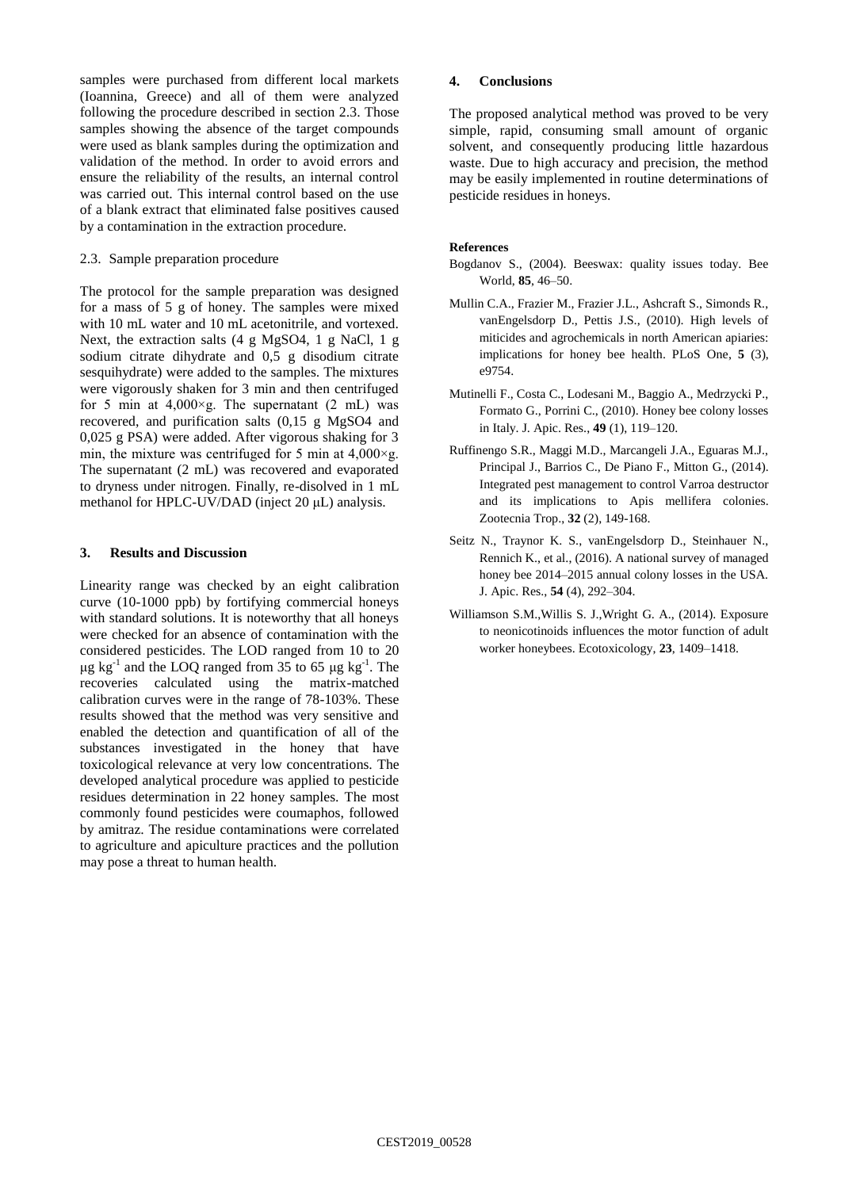samples were purchased from different local markets (Ioannina, Greece) and all of them were analyzed following the procedure described in section 2.3. Those samples showing the absence of the target compounds were used as blank samples during the optimization and validation of the method. In order to avoid errors and ensure the reliability of the results, an internal control was carried out. This internal control based on the use of a blank extract that eliminated false positives caused by a contamination in the extraction procedure.

### 2.3. Sample preparation procedure

The protocol for the sample preparation was designed for a mass of 5 g of honey. The samples were mixed with 10 mL water and 10 mL acetonitrile, and vortexed. Next, the extraction salts (4 g $MgSO_4$, 1 g NaCl, 1 g sodium citrate dihydrate and 0,5 g disodium citrate sesquihydrate) were added to the samples. The mixtures were vigorously shaken for 3 min and then centrifuged for 5 min at 4,000×g. The supernatant (2 mL) was recovered, and purification salts (0,15 g $MgSO_4$ and 0,025 g PSA) were added. After vigorous shaking for 3 min, the mixture was centrifuged for 5 min at 4,000×g. The supernatant (2 mL) was recovered and evaporated to dryness under nitrogen. Finally, re-disolved in 1 mL methanol for HPLC-UV/DAD (inject 20 μL) analysis.

## 3. Results and Discussion

Linearity range was checked by an eight calibration curve (10-1000 ppb) by fortifying commercial honeys with standard solutions. It is noteworthy that all honeys were checked for an absence of contamination with the considered pesticides. The LOD ranged from 10 to 20 $\mu g\ kg^{-1}$ and the LOQ ranged from 35 to 65 $\mu g\ kg^{-1}$. The recoveries calculated using the matrix-matched calibration curves were in the range of 78-103%. These results showed that the method was very sensitive and enabled the detection and quantification of all of the substances investigated in the honey that have toxicological relevance at very low concentrations. The developed analytical procedure was applied to pesticide residues determination in 22 honey samples. The most commonly found pesticides were coumaphos, followed by amitraz. The residue contaminations were correlated to agriculture and apiculture practices and the pollution may pose a threat to human health.

## 4. Conclusions

The proposed analytical method was proved to be very simple, rapid, consuming small amount of organic solvent, and consequently producing little hazardous waste. Due to high accuracy and precision, the method may be easily implemented in routine determinations of pesticide residues in honeys.

**References**

Bogdanov S., (2004). Beeswax: quality issues today. Bee World, **85**, 46–50.

Mullin C.A., Frazier M., Frazier J.L., Ashcraft S., Simonds R., vanEngelsdorp D., Pettis J.S., (2010). High levels of miticides and agrochemicals in north American apiaries: implications for honey bee health. PLoS One, **5** (3), e9754.

Mutinelli F., Costa C., Lodesani M., Baggio A., Medrzycki P., Formato G., Porrini C., (2010). Honey bee colony losses in Italy. J. Apic. Res., **49** (1), 119–120.

Ruffinengo S.R., Maggi M.D., Marcangeli J.A., Eguaras M.J., Principal J., Barrios C., De Piano F., Mitton G., (2014). Integrated pest management to control Varroa destructor and its implications to Apis mellifera colonies. Zootecnia Trop., **32** (2), 149-168.

Seitz N., Traynor K. S., vanEngelsdorp D., Steinhauer N., Rennich K., et al., (2016). A national survey of managed honey bee 2014–2015 annual colony losses in the USA. J. Apic. Res., **54** (4), 292–304.

Williamson S.M.,Willis S. J.,Wright G. A., (2014). Exposure to neonicotinoids influences the motor function of adult worker honeybees. Ecotoxicology, **23**, 1409–1418.